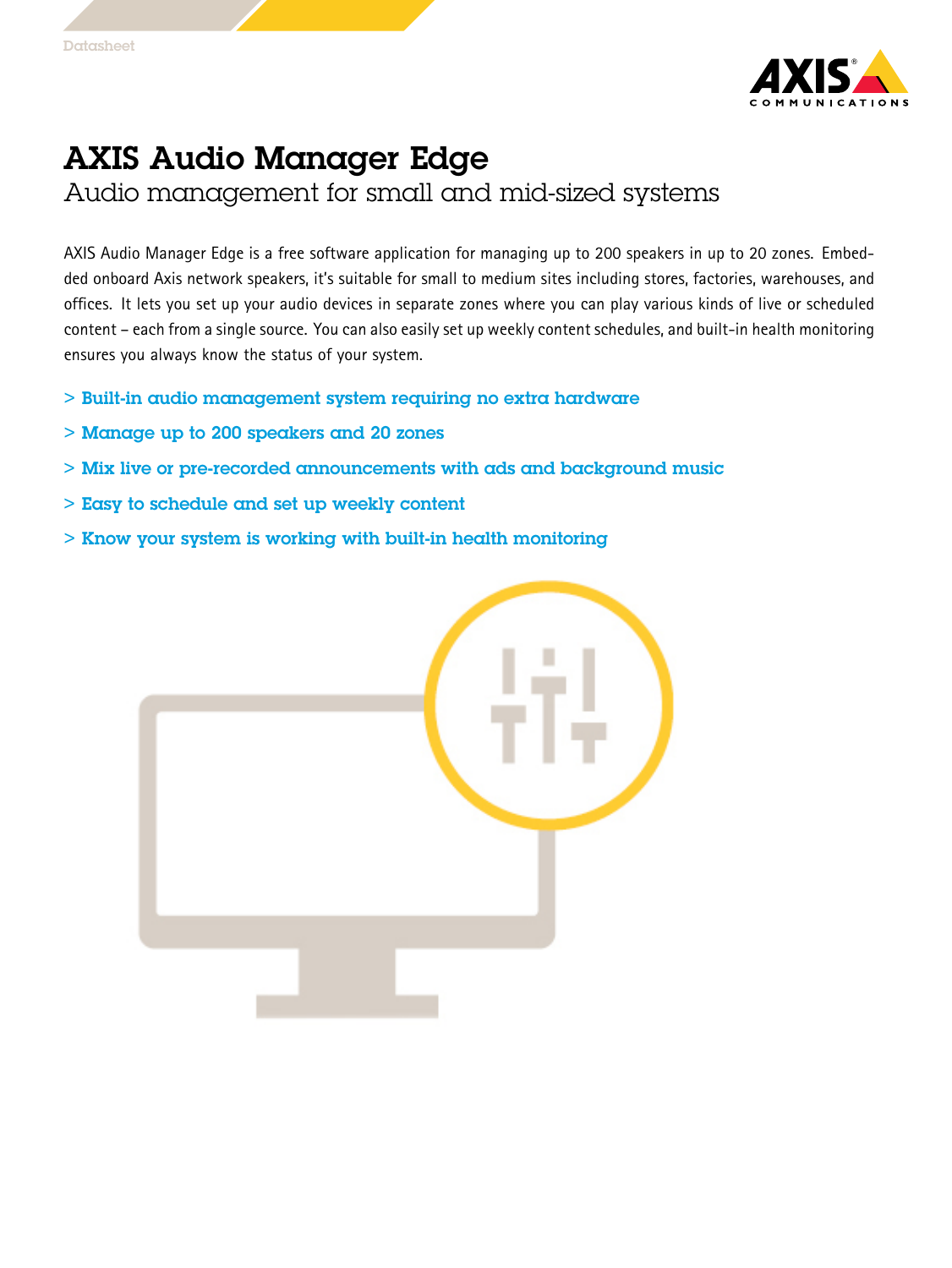# AXIS Audio Manager Edge

## Audio management for small and mid-sized systems

AXIS Audio Manager Edge is a free software application for managing up to 200 speakers in up to 20 zones. Embedded onboard Axis network speakers, it's suitable for small to medium sites including stores, factories, warehouses, and offices. It lets you set up your audio devices in separate zones where you can play various kinds of live or scheduled content – each from a single source. You can also easily set up weekly content schedules, and built-in health monitoring ensures you always know the status of your system.

- Built-in audio management system requiring no extra hardware
- Manage up to 200 speakers and 20 zones
- Mix live or pre-recorded announcements with ads and background music
- Easy to schedule and set up weekly content
- Know your system is working with built-in health monitoring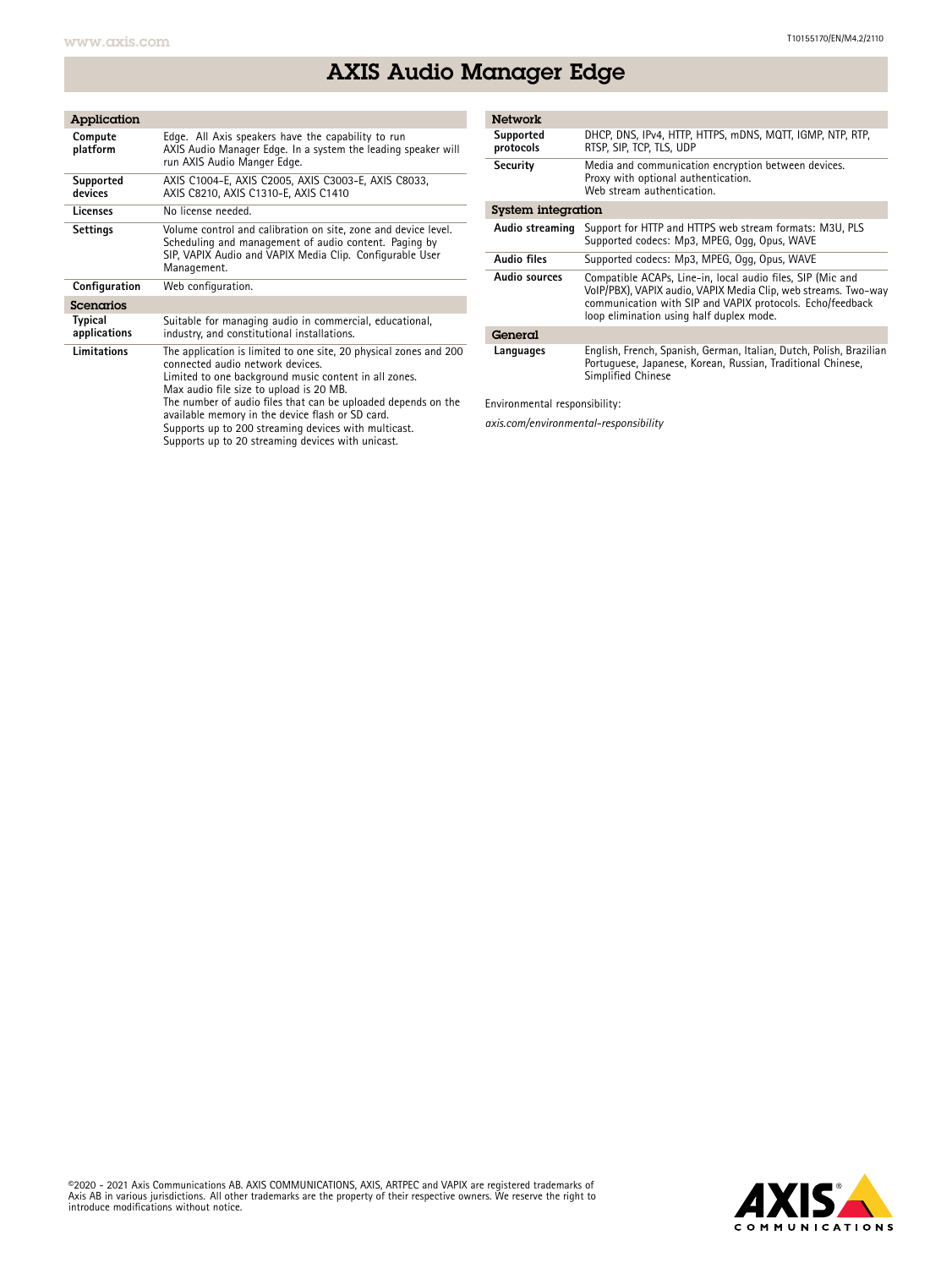# AXIS Audio Manager Edge

## Application

| | |
|---|---|
| **Compute platform** | Edge. All Axis speakers have the capability to run AXIS Audio Manager Edge. In a system the leading speaker will run AXIS Audio Manger Edge. |
| **Supported devices** | AXIS C1004-E, AXIS C2005, AXIS C3003-E, AXIS C8033, AXIS C8210, AXIS C1310-E, AXIS C1410 |
| **Licenses** | No license needed. |
| **Settings** | Volume control and calibration on site, zone and device level. Scheduling and management of audio content. Paging by SIP, VAPIX Audio and VAPIX Media Clip. Configurable User Management. |
| **Configuration** | Web configuration. |

## Scenarios

| | |
|---|---|
| **Typical applications** | Suitable for managing audio in commercial, educational, industry, and constitutional installations. |
| **Limitations** | The application is limited to one site, 20 physical zones and 200 connected audio network devices.<br>Limited to one background music content in all zones.<br>Max audio file size to upload is 20 MB.<br>The number of audio files that can be uploaded depends on the available memory in the device flash or SD card.<br>Supports up to 200 streaming devices with multicast.<br>Supports up to 20 streaming devices with unicast. |

## Network

| | |
|---|---|
| **Supported protocols** | DHCP, DNS, IPv4, HTTP, HTTPS, mDNS, MQTT, IGMP, NTP, RTP, RTSP, SIP, TCP, TLS, UDP |
| **Security** | Media and communication encryption between devices.<br>Proxy with optional authentication.<br>Web stream authentication. |

## System integration

| | |
|---|---|
| **Audio streaming** | Support for HTTP and HTTPS web stream formats: M3U, PLS<br>Supported codecs: Mp3, MPEG, Ogg, Opus, WAVE |
| **Audio files** | Supported codecs: Mp3, MPEG, Ogg, Opus, WAVE |
| **Audio sources** | Compatible ACAPs, Line-in, local audio files, SIP (Mic and VoIP/PBX), VAPIX audio, VAPIX Media Clip, web streams. Two-way communication with SIP and VAPIX protocols. Echo/feedback loop elimination using half duplex mode. |

## General

| | |
|---|---|
| **Languages** | English, French, Spanish, German, Italian, Dutch, Polish, Brazilian Portuguese, Japanese, Korean, Russian, Traditional Chinese, Simplified Chinese |

Environmental responsibility:

*axis.com/environmental-responsibility*

©2020 - 2021 Axis Communications AB. AXIS COMMUNICATIONS, AXIS, ARTPEC and VAPIX are registered trademarks of Axis AB in various jurisdictions. All other trademarks are the property of their respective owners. We reserve the right to introduce modifications without notice.